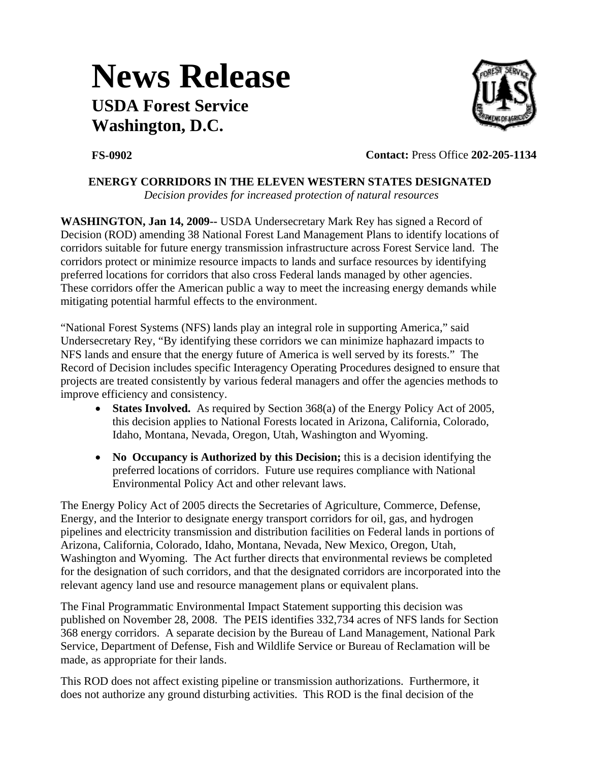# News Release

## USDA Forest Service
## Washington, D.C.

**FS-0902** **Contact:** Press Office **202-205-1134**

### ENERGY CORRIDORS IN THE ELEVEN WESTERN STATES DESIGNATED

*Decision provides for increased protection of natural resources*

**WASHINGTON, Jan 14, 2009--** USDA Undersecretary Mark Rey has signed a Record of Decision (ROD) amending 38 National Forest Land Management Plans to identify locations of corridors suitable for future energy transmission infrastructure across Forest Service land. The corridors protect or minimize resource impacts to lands and surface resources by identifying preferred locations for corridors that also cross Federal lands managed by other agencies. These corridors offer the American public a way to meet the increasing energy demands while mitigating potential harmful effects to the environment.

"National Forest Systems (NFS) lands play an integral role in supporting America," said Undersecretary Rey, "By identifying these corridors we can minimize haphazard impacts to NFS lands and ensure that the energy future of America is well served by its forests." The Record of Decision includes specific Interagency Operating Procedures designed to ensure that projects are treated consistently by various federal managers and offer the agencies methods to improve efficiency and consistency.

- **States Involved.** As required by Section 368(a) of the Energy Policy Act of 2005, this decision applies to National Forests located in Arizona, California, Colorado, Idaho, Montana, Nevada, Oregon, Utah, Washington and Wyoming.
- **No Occupancy is Authorized by this Decision;** this is a decision identifying the preferred locations of corridors. Future use requires compliance with National Environmental Policy Act and other relevant laws.

The Energy Policy Act of 2005 directs the Secretaries of Agriculture, Commerce, Defense, Energy, and the Interior to designate energy transport corridors for oil, gas, and hydrogen pipelines and electricity transmission and distribution facilities on Federal lands in portions of Arizona, California, Colorado, Idaho, Montana, Nevada, New Mexico, Oregon, Utah, Washington and Wyoming. The Act further directs that environmental reviews be completed for the designation of such corridors, and that the designated corridors are incorporated into the relevant agency land use and resource management plans or equivalent plans.

The Final Programmatic Environmental Impact Statement supporting this decision was published on November 28, 2008. The PEIS identifies 332,734 acres of NFS lands for Section 368 energy corridors. A separate decision by the Bureau of Land Management, National Park Service, Department of Defense, Fish and Wildlife Service or Bureau of Reclamation will be made, as appropriate for their lands.

This ROD does not affect existing pipeline or transmission authorizations. Furthermore, it does not authorize any ground disturbing activities. This ROD is the final decision of the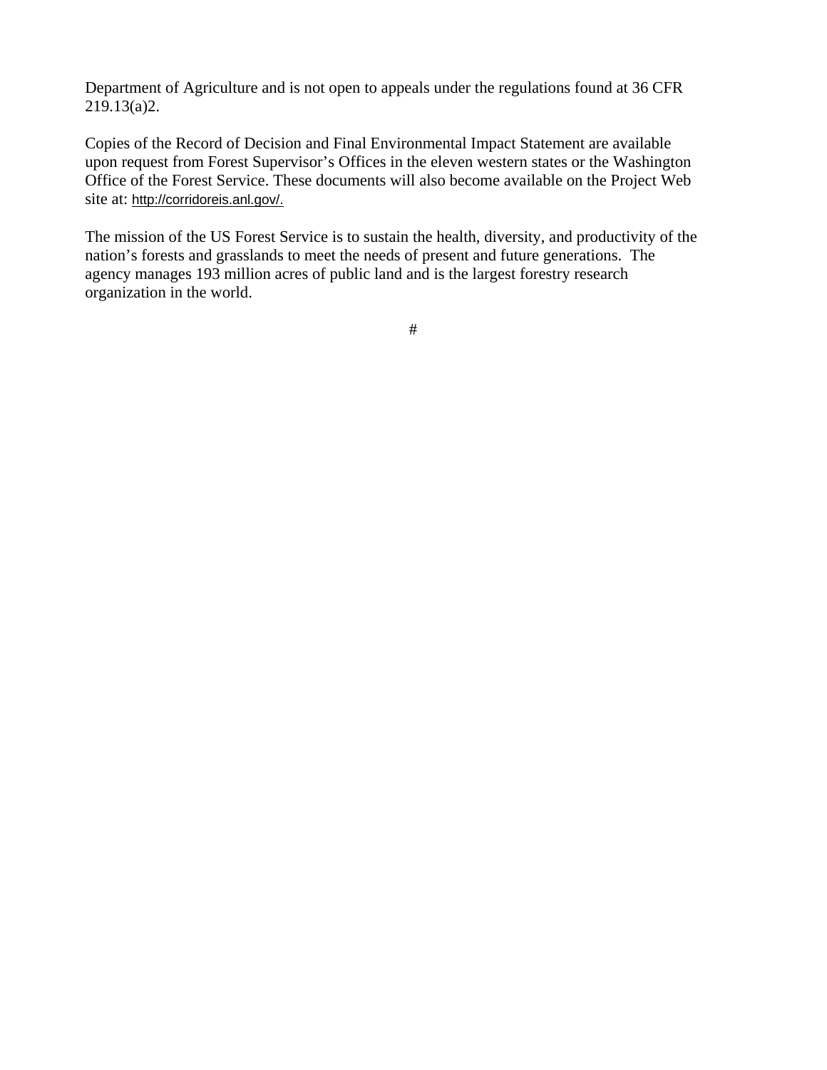Department of Agriculture and is not open to appeals under the regulations found at 36 CFR 219.13(a)2.

Copies of the Record of Decision and Final Environmental Impact Statement are available upon request from Forest Supervisor's Offices in the eleven western states or the Washington Office of the Forest Service. These documents will also become available on the Project Web site at: http://corridoreis.anl.gov/.

The mission of the US Forest Service is to sustain the health, diversity, and productivity of the nation's forests and grasslands to meet the needs of present and future generations. The agency manages 193 million acres of public land and is the largest forestry research organization in the world.

#